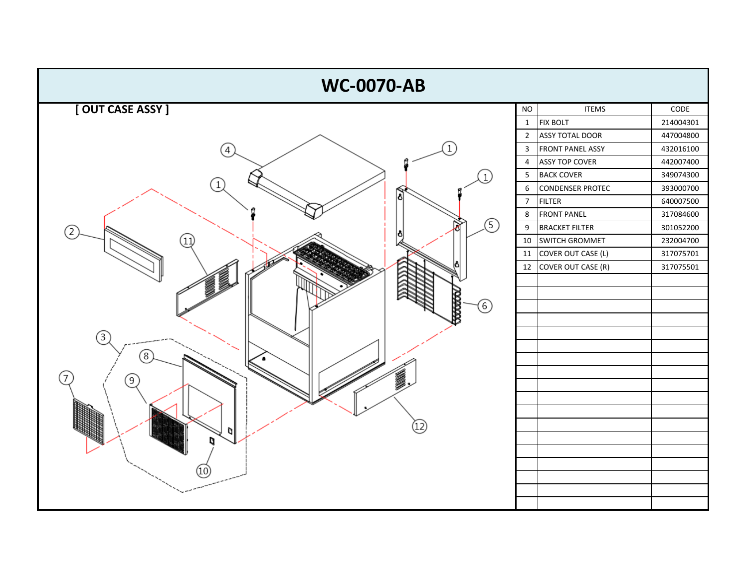# WC-0070-AB

## [ OUT CASE ASSY ]

| NO | ITEMS | CODE |
|---|---|---|
| 1 | FIX BOLT | 214004301 |
| 2 | ASSY TOTAL DOOR | 447004800 |
| 3 | FRONT PANEL ASSY | 432016100 |
| 4 | ASSY TOP COVER | 442007400 |
| 5 | BACK COVER | 349074300 |
| 6 | CONDENSER PROTEC | 393000700 |
| 7 | FILTER | 640007500 |
| 8 | FRONT PANEL | 317084600 |
| 9 | BRACKET FILTER | 301052200 |
| 10 | SWITCH GROMMET | 232004700 |
| 11 | COVER OUT CASE (L) | 317075701 |
| 12 | COVER OUT CASE (R) | 317075501 |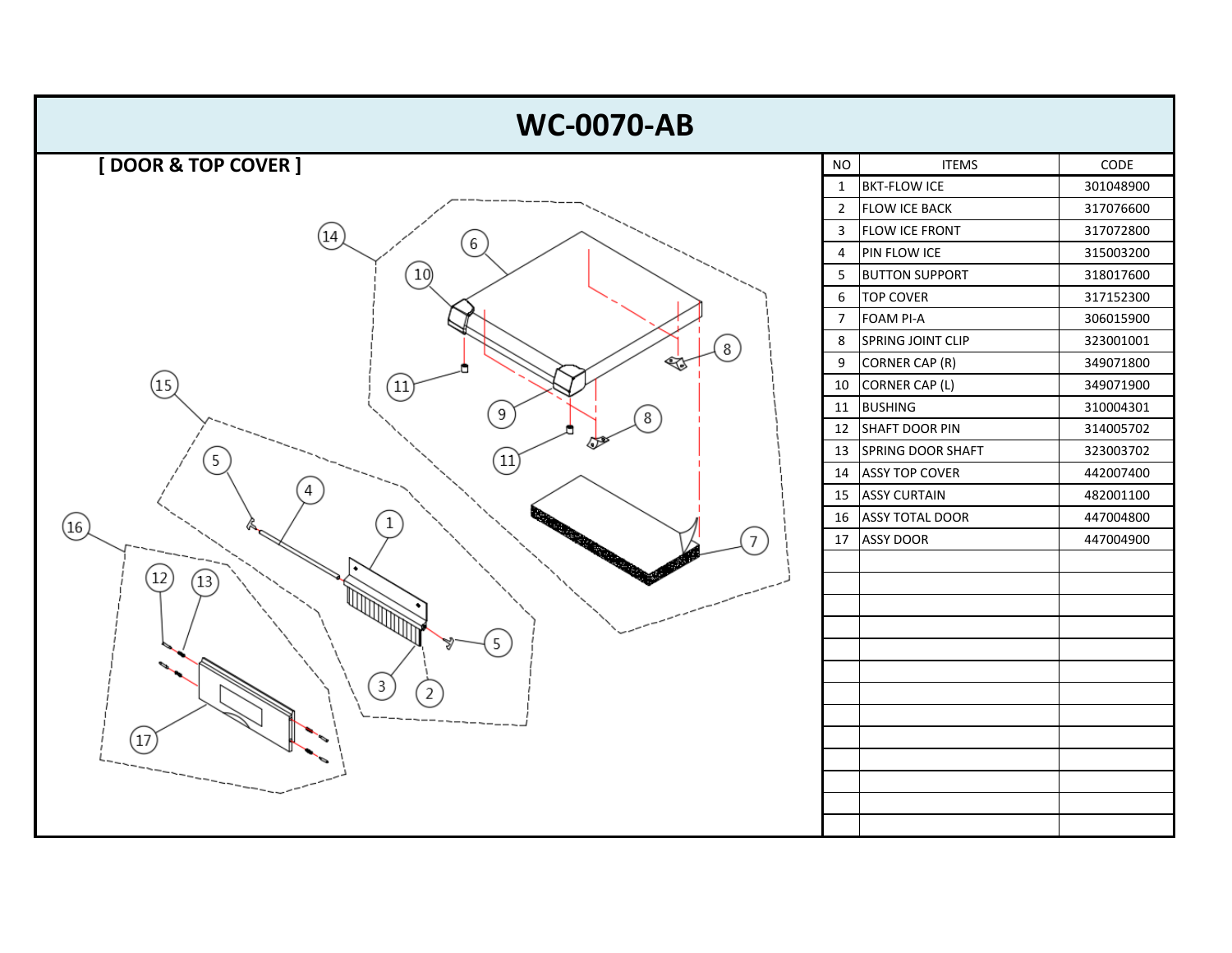# WC-0070-AB

## [ DOOR & TOP COVER ]

| NO | ITEMS | CODE |
|---|---|---|
| 1 | BKT-FLOW ICE | 301048900 |
| 2 | FLOW ICE BACK | 317076600 |
| 3 | FLOW ICE FRONT | 317072800 |
| 4 | PIN FLOW ICE | 315003200 |
| 5 | BUTTON SUPPORT | 318017600 |
| 6 | TOP COVER | 317152300 |
| 7 | FOAM PI-A | 306015900 |
| 8 | SPRING JOINT CLIP | 323001001 |
| 9 | CORNER CAP (R) | 349071800 |
| 10 | CORNER CAP (L) | 349071900 |
| 11 | BUSHING | 310004301 |
| 12 | SHAFT DOOR PIN | 314005702 |
| 13 | SPRING DOOR SHAFT | 323003702 |
| 14 | ASSY TOP COVER | 442007400 |
| 15 | ASSY CURTAIN | 482001100 |
| 16 | ASSY TOTAL DOOR | 447004800 |
| 17 | ASSY DOOR | 447004900 |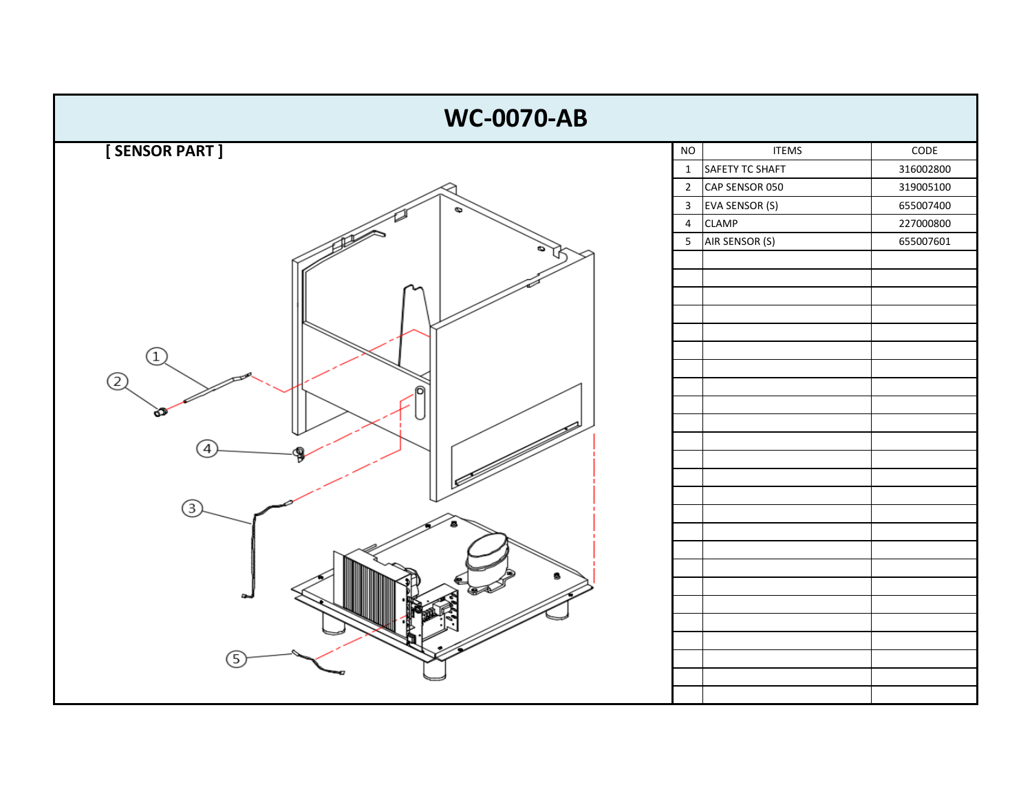# WC-0070-AB

## [ SENSOR PART ]

| NO | ITEMS | CODE |
|---|---|---|
| 1 | SAFETY TC SHAFT | 316002800 |
| 2 | CAP SENSOR 050 | 319005100 |
| 3 | EVA SENSOR (S) | 655007400 |
| 4 | CLAMP | 227000800 |
| 5 | AIR SENSOR (S) | 655007601 |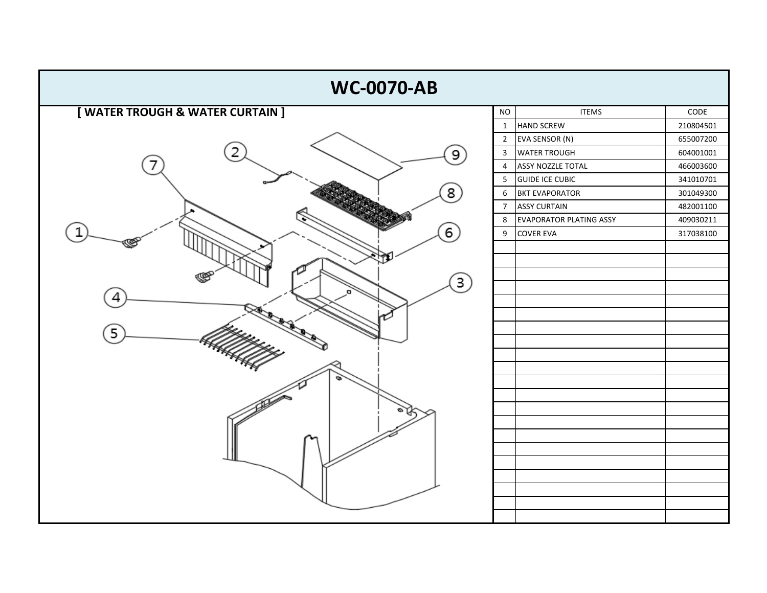# WC-0070-AB

## [ WATER TROUGH & WATER CURTAIN ]

| NO | ITEMS | CODE |
|---|---|---|
| 1 | HAND SCREW | 210804501 |
| 2 | EVA SENSOR (N) | 655007200 |
| 3 | WATER TROUGH | 604001001 |
| 4 | ASSY NOZZLE TOTAL | 466003600 |
| 5 | GUIDE ICE CUBIC | 341010701 |
| 6 | BKT EVAPORATOR | 301049300 |
| 7 | ASSY CURTAIN | 482001100 |
| 8 | EVAPORATOR PLATING ASSY | 409030211 |
| 9 | COVER EVA | 317038100 |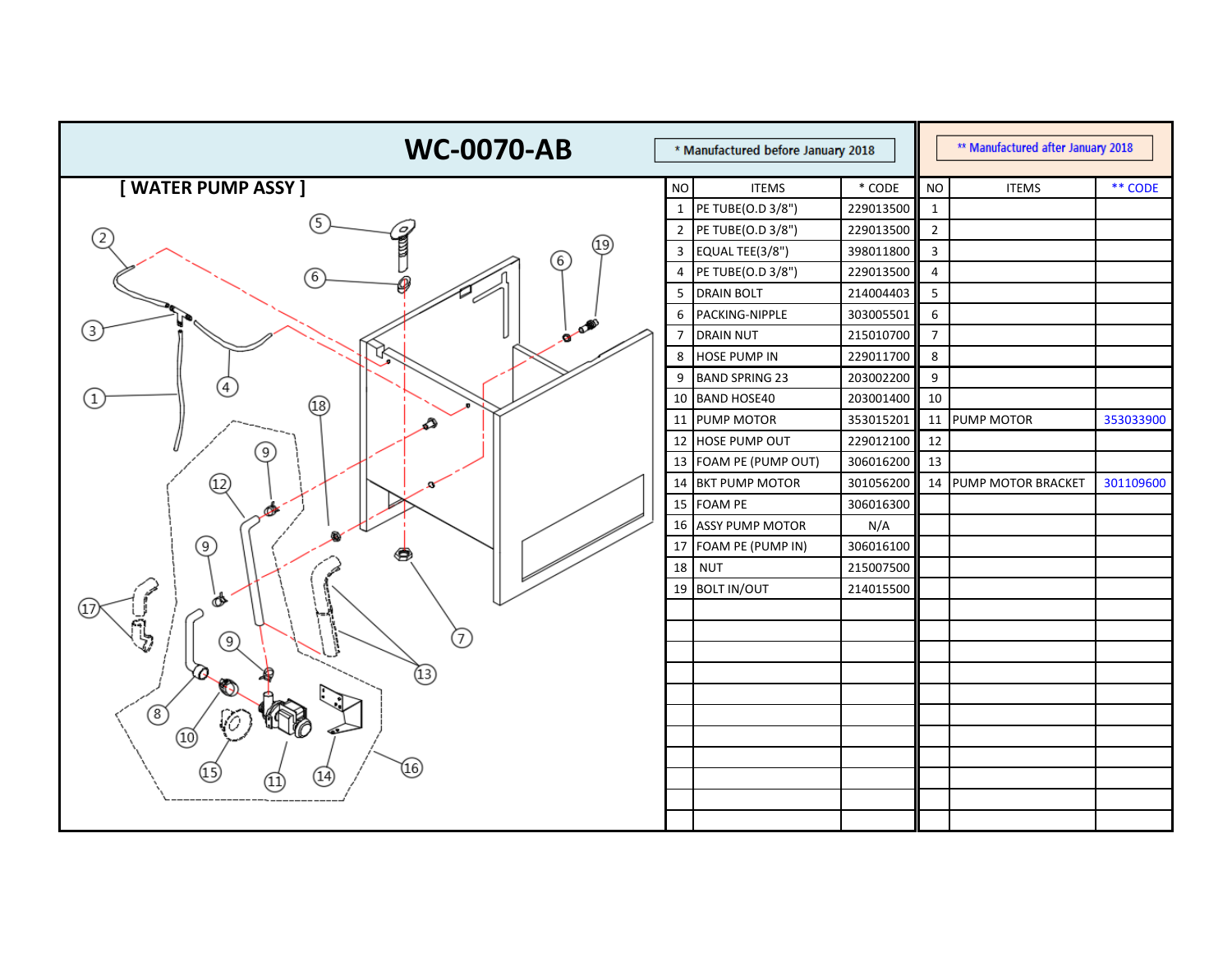# WC-0070-AB

## [ WATER PUMP ASSY ]

| NO | ITEMS | * CODE | NO | ITEMS | ** CODE |
|---|---|---|---|---|---|
| | * Manufactured before January 2018 | | | ** Manufactured after January 2018 | |
| 1 | PE TUBE(O.D 3/8") | 229013500 | 1 | | |
| 2 | PE TUBE(O.D 3/8") | 229013500 | 2 | | |
| 3 | EQUAL TEE(3/8") | 398011800 | 3 | | |
| 4 | PE TUBE(O.D 3/8") | 229013500 | 4 | | |
| 5 | DRAIN BOLT | 214004403 | 5 | | |
| 6 | PACKING-NIPPLE | 303005501 | 6 | | |
| 7 | DRAIN NUT | 215010700 | 7 | | |
| 8 | HOSE PUMP IN | 229011700 | 8 | | |
| 9 | BAND SPRING 23 | 203002200 | 9 | | |
| 10 | BAND HOSE40 | 203001400 | 10 | | |
| 11 | PUMP MOTOR | 353015201 | 11 | PUMP MOTOR | 353033900 |
| 12 | HOSE PUMP OUT | 229012100 | 12 | | |
| 13 | FOAM PE (PUMP OUT) | 306016200 | 13 | | |
| 14 | BKT PUMP MOTOR | 301056200 | 14 | PUMP MOTOR BRACKET | 301109600 |
| 15 | FOAM PE | 306016300 | | | |
| 16 | ASSY PUMP MOTOR | N/A | | | |
| 17 | FOAM PE (PUMP IN) | 306016100 | | | |
| 18 | NUT | 215007500 | | | |
| 19 | BOLT IN/OUT | 214015500 | | | |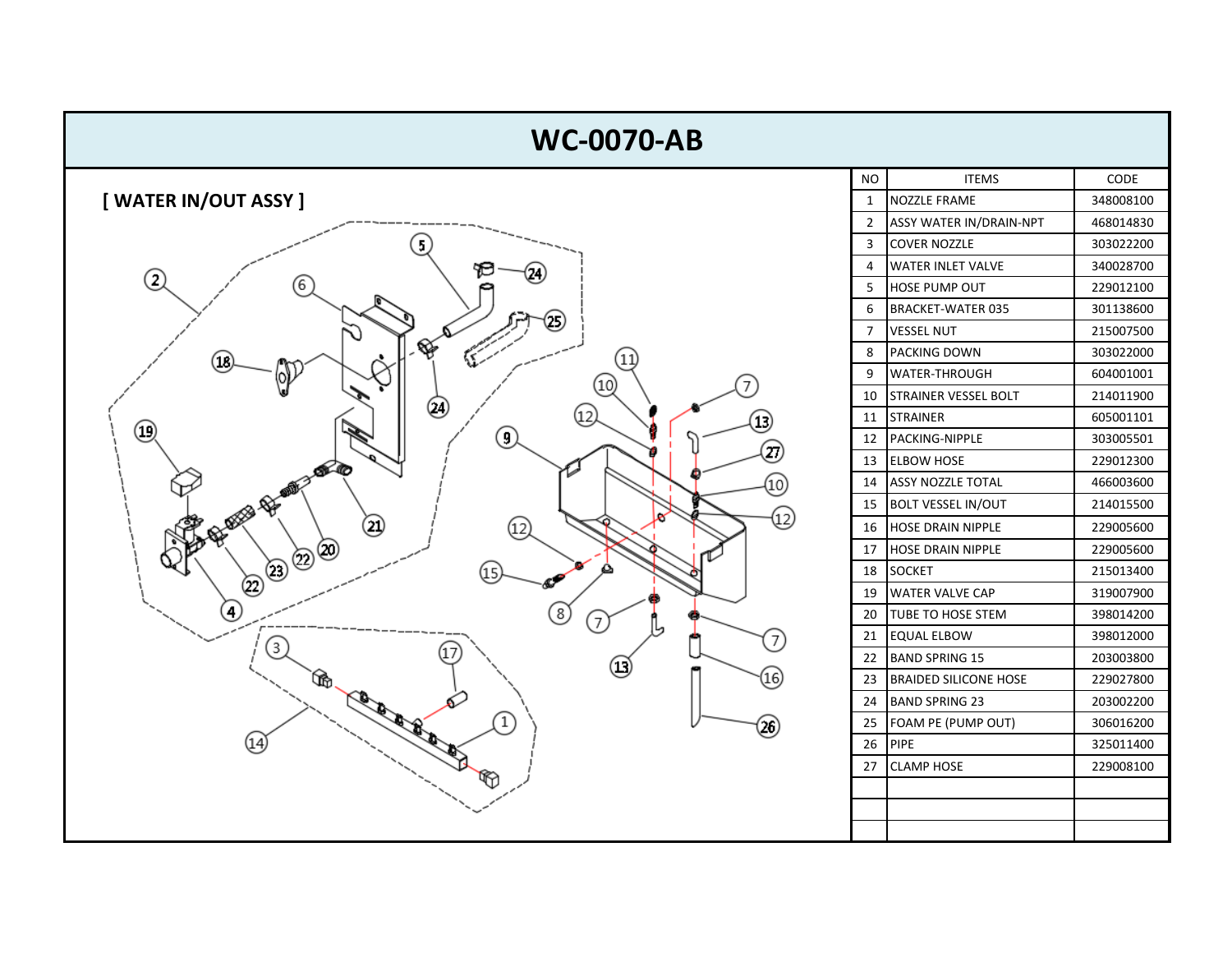# WC-0070-AB

## [ WATER IN/OUT ASSY ]

| NO | ITEMS | CODE |
|---|---|---|
| 1 | NOZZLE FRAME | 348008100 |
| 2 | ASSY WATER IN/DRAIN-NPT | 468014830 |
| 3 | COVER NOZZLE | 303022200 |
| 4 | WATER INLET VALVE | 340028700 |
| 5 | HOSE PUMP OUT | 229012100 |
| 6 | BRACKET-WATER 035 | 301138600 |
| 7 | VESSEL NUT | 215007500 |
| 8 | PACKING DOWN | 303022000 |
| 9 | WATER-THROUGH | 604001001 |
| 10 | STRAINER VESSEL BOLT | 214011900 |
| 11 | STRAINER | 605001101 |
| 12 | PACKING-NIPPLE | 303005501 |
| 13 | ELBOW HOSE | 229012300 |
| 14 | ASSY NOZZLE TOTAL | 466003600 |
| 15 | BOLT VESSEL IN/OUT | 214015500 |
| 16 | HOSE DRAIN NIPPLE | 229005600 |
| 17 | HOSE DRAIN NIPPLE | 229005600 |
| 18 | SOCKET | 215013400 |
| 19 | WATER VALVE CAP | 319007900 |
| 20 | TUBE TO HOSE STEM | 398014200 |
| 21 | EQUAL ELBOW | 398012000 |
| 22 | BAND SPRING 15 | 203003800 |
| 23 | BRAIDED SILICONE HOSE | 229027800 |
| 24 | BAND SPRING 23 | 203002200 |
| 25 | FOAM PE (PUMP OUT) | 306016200 |
| 26 | PIPE | 325011400 |
| 27 | CLAMP HOSE | 229008100 |
| | | |
| | | |
| | | |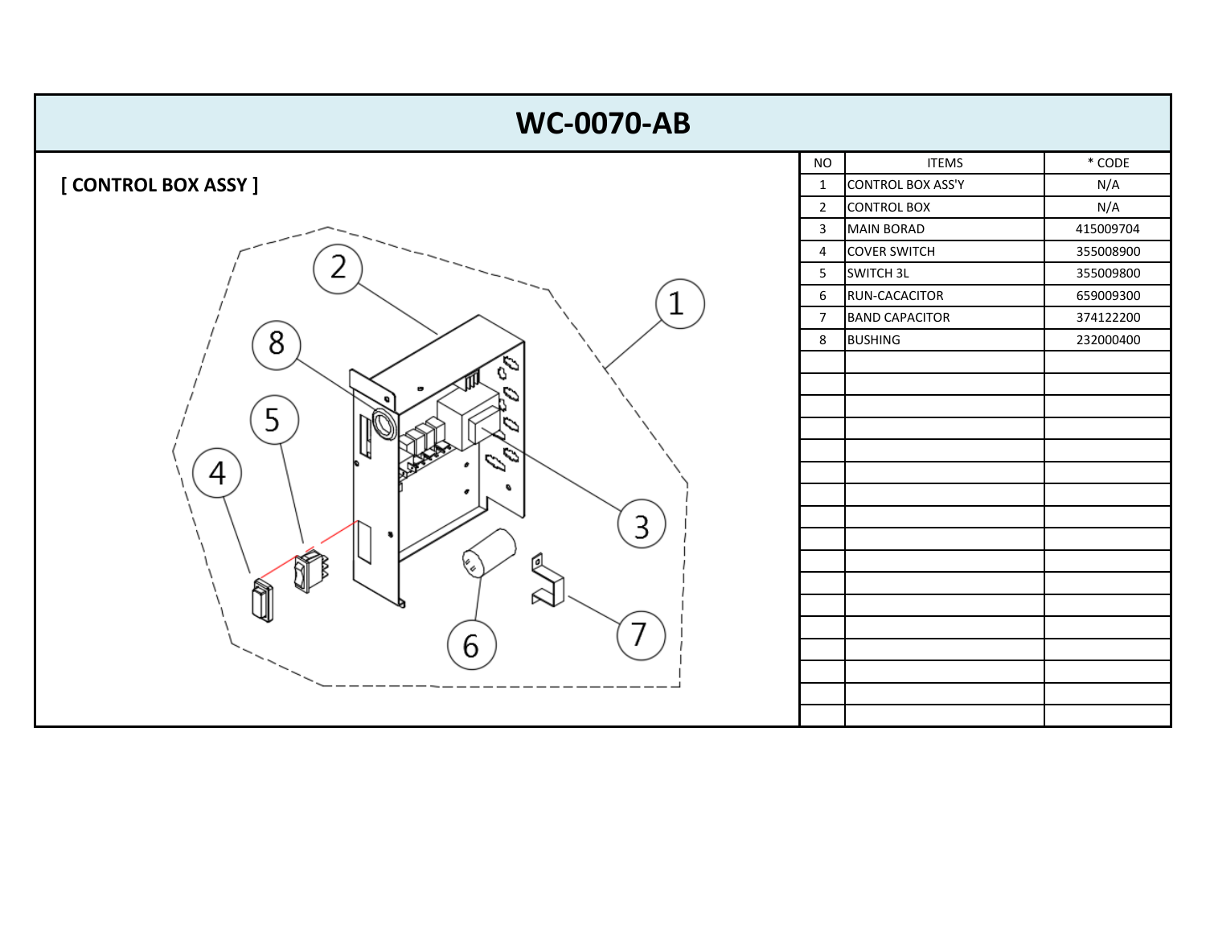# WC-0070-AB

**[ CONTROL BOX ASSY ]**

| NO | ITEMS | * CODE |
|---|---|---|
| 1 | CONTROL BOX ASS'Y | N/A |
| 2 | CONTROL BOX | N/A |
| 3 | MAIN BORAD | 415009704 |
| 4 | COVER SWITCH | 355008900 |
| 5 | SWITCH 3L | 355009800 |
| 6 | RUN-CACACITOR | 659009300 |
| 7 | BAND CAPACITOR | 374122200 |
| 8 | BUSHING | 232000400 |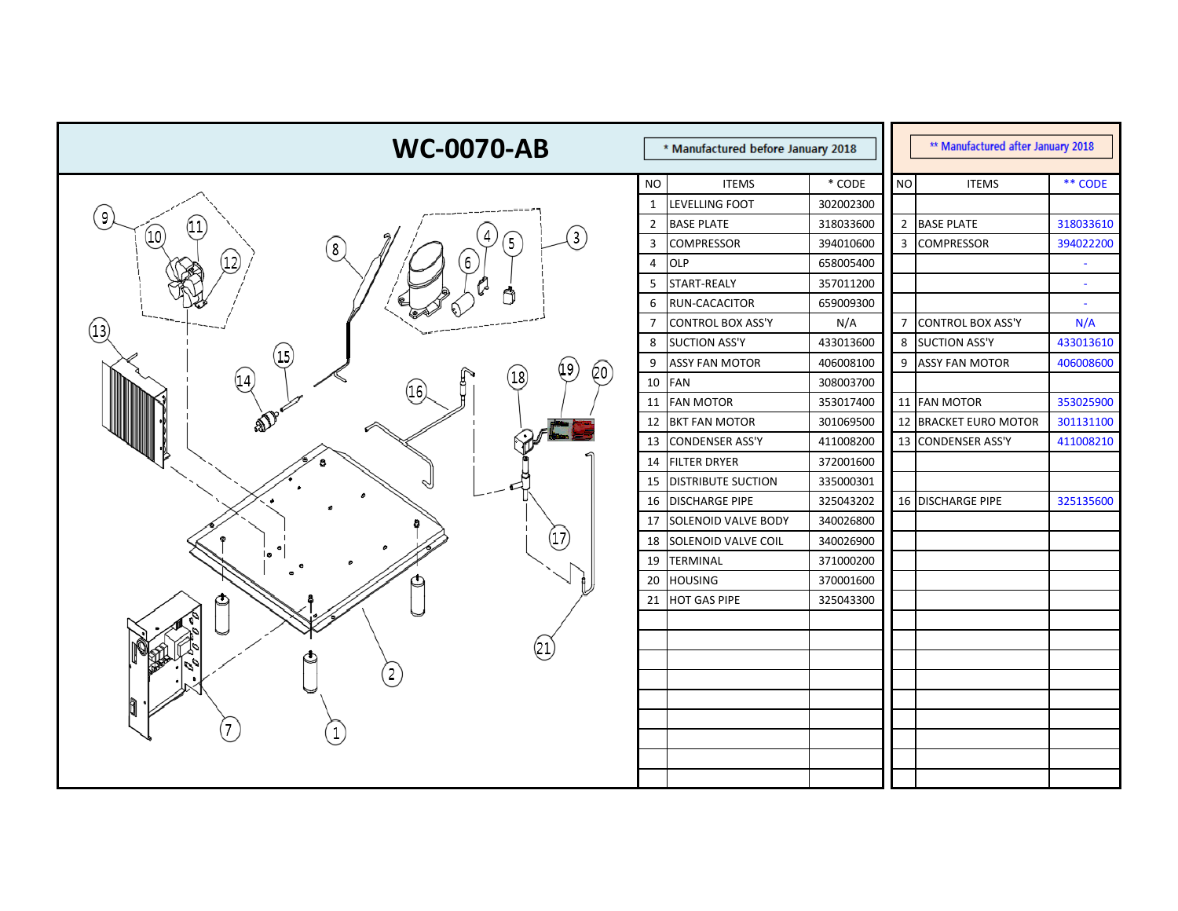# WC-0070-AB

| NO | ITEMS | * CODE | NO | ITEMS | ** CODE |
|---|---|---|---|---|---|
| | * Manufactured before January 2018 | | | ** Manufactured after January 2018 | |
| 1 | LEVELLING FOOT | 302002300 | | | |
| 2 | BASE PLATE | 318033600 | 2 | BASE PLATE | 318033610 |
| 3 | COMPRESSOR | 394010600 | 3 | COMPRESSOR | 394022200 |
| 4 | OLP | 658005400 | | | - |
| 5 | START-REALY | 357011200 | | | - |
| 6 | RUN-CACACITOR | 659009300 | | | - |
| 7 | CONTROL BOX ASS'Y | N/A | 7 | CONTROL BOX ASS'Y | N/A |
| 8 | SUCTION ASS'Y | 433013600 | 8 | SUCTION ASS'Y | 433013610 |
| 9 | ASSY FAN MOTOR | 406008100 | 9 | ASSY FAN MOTOR | 406008600 |
| 10 | FAN | 308003700 | | | |
| 11 | FAN MOTOR | 353017400 | 11 | FAN MOTOR | 353025900 |
| 12 | BKT FAN MOTOR | 301069500 | 12 | BRACKET EURO MOTOR | 301131100 |
| 13 | CONDENSER ASS'Y | 411008200 | 13 | CONDENSER ASS'Y | 411008210 |
| 14 | FILTER DRYER | 372001600 | | | |
| 15 | DISTRIBUTE SUCTION | 335000301 | | | |
| 16 | DISCHARGE PIPE | 325043202 | 16 | DISCHARGE PIPE | 325135600 |
| 17 | SOLENOID VALVE BODY | 340026800 | | | |
| 18 | SOLENOID VALVE COIL | 340026900 | | | |
| 19 | TERMINAL | 371000200 | | | |
| 20 | HOUSING | 370001600 | | | |
| 21 | HOT GAS PIPE | 325043300 | | | |